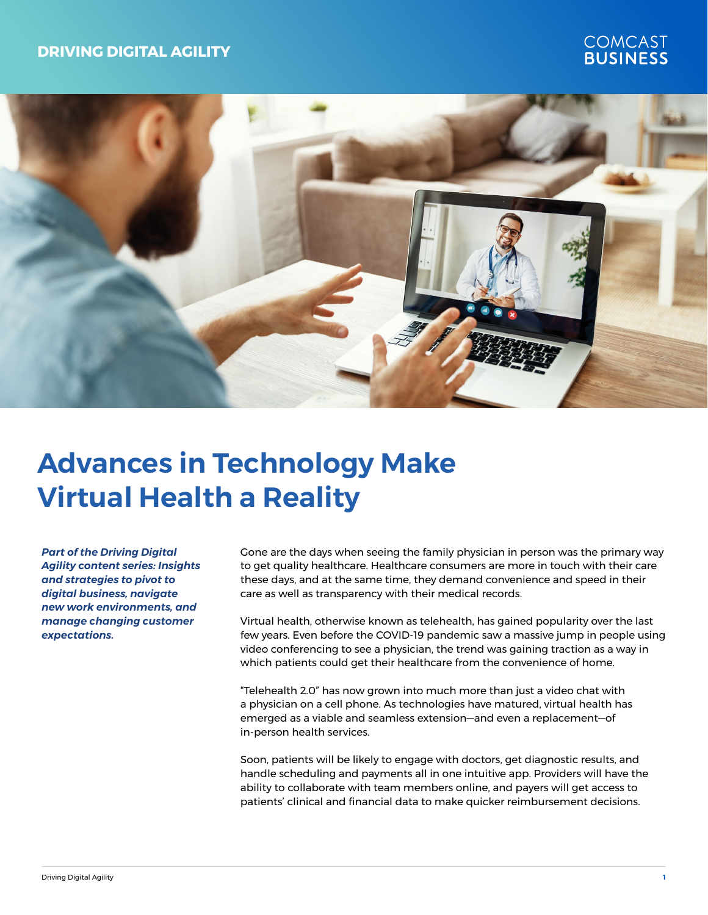# Advances in Technology Make Virtual Health a Reality

***Part of the Driving Digital Agility content series: Insights and strategies to pivot to digital business, navigate new work environments, and manage changing customer expectations.***

Gone are the days when seeing the family physician in person was the primary way to get quality healthcare. Healthcare consumers are more in touch with their care these days, and at the same time, they demand convenience and speed in their care as well as transparency with their medical records.

Virtual health, otherwise known as telehealth, has gained popularity over the last few years. Even before the COVID-19 pandemic saw a massive jump in people using video conferencing to see a physician, the trend was gaining traction as a way in which patients could get their healthcare from the convenience of home.

"Telehealth 2.0" has now grown into much more than just a video chat with a physician on a cell phone. As technologies have matured, virtual health has emerged as a viable and seamless extension—and even a replacement—of in-person health services.

Soon, patients will be likely to engage with doctors, get diagnostic results, and handle scheduling and payments all in one intuitive app. Providers will have the ability to collaborate with team members online, and payers will get access to patients' clinical and financial data to make quicker reimbursement decisions.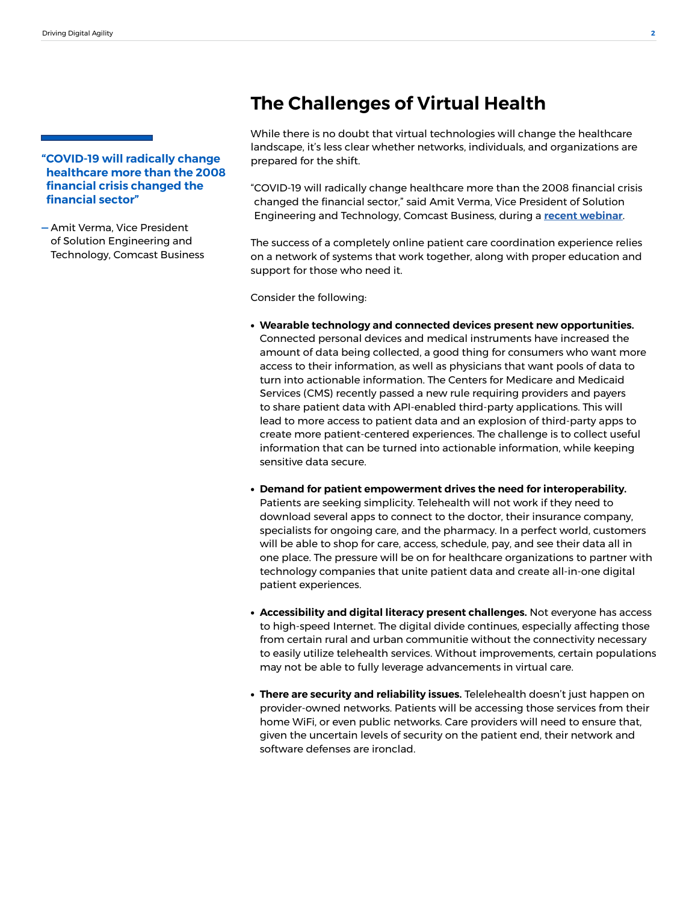## The Challenges of Virtual Health

> **"COVID-19 will radically change healthcare more than the 2008 financial crisis changed the financial sector"**
>
> — Amit Verma, Vice President of Solution Engineering and Technology, Comcast Business

While there is no doubt that virtual technologies will change the healthcare landscape, it's less clear whether networks, individuals, and organizations are prepared for the shift.

"COVID-19 will radically change healthcare more than the 2008 financial crisis changed the financial sector," said Amit Verma, Vice President of Solution Engineering and Technology, Comcast Business, during a **recent webinar**.

The success of a completely online patient care coordination experience relies on a network of systems that work together, along with proper education and support for those who need it.

Consider the following:

- **Wearable technology and connected devices present new opportunities.** Connected personal devices and medical instruments have increased the amount of data being collected, a good thing for consumers who want more access to their information, as well as physicians that want pools of data to turn into actionable information. The Centers for Medicare and Medicaid Services (CMS) recently passed a new rule requiring providers and payers to share patient data with API-enabled third-party applications. This will lead to more access to patient data and an explosion of third-party apps to create more patient-centered experiences. The challenge is to collect useful information that can be turned into actionable information, while keeping sensitive data secure.

- **Demand for patient empowerment drives the need for interoperability.** Patients are seeking simplicity. Telehealth will not work if they need to download several apps to connect to the doctor, their insurance company, specialists for ongoing care, and the pharmacy. In a perfect world, customers will be able to shop for care, access, schedule, pay, and see their data all in one place. The pressure will be on for healthcare organizations to partner with technology companies that unite patient data and create all-in-one digital patient experiences.

- **Accessibility and digital literacy present challenges.** Not everyone has access to high-speed Internet. The digital divide continues, especially affecting those from certain rural and urban communitie without the connectivity necessary to easily utilize telehealth services. Without improvements, certain populations may not be able to fully leverage advancements in virtual care.

- **There are security and reliability issues.** Telelehealth doesn't just happen on provider-owned networks. Patients will be accessing those services from their home WiFi, or even public networks. Care providers will need to ensure that, given the uncertain levels of security on the patient end, their network and software defenses are ironclad.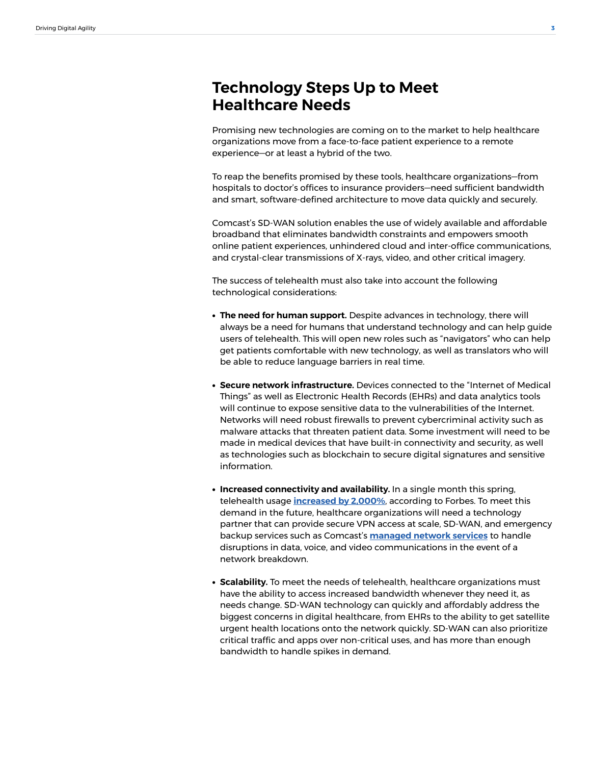# Technology Steps Up to Meet Healthcare Needs

Promising new technologies are coming on to the market to help healthcare organizations move from a face-to-face patient experience to a remote experience—or at least a hybrid of the two.

To reap the benefits promised by these tools, healthcare organizations—from hospitals to doctor's offices to insurance providers—need sufficient bandwidth and smart, software-defined architecture to move data quickly and securely.

Comcast's SD-WAN solution enables the use of widely available and affordable broadband that eliminates bandwidth constraints and empowers smooth online patient experiences, unhindered cloud and inter-office communications, and crystal-clear transmissions of X-rays, video, and other critical imagery.

The success of telehealth must also take into account the following technological considerations:

- **The need for human support.** Despite advances in technology, there will always be a need for humans that understand technology and can help guide users of telehealth. This will open new roles such as "navigators" who can help get patients comfortable with new technology, as well as translators who will be able to reduce language barriers in real time.

- **Secure network infrastructure.** Devices connected to the "Internet of Medical Things" as well as Electronic Health Records (EHRs) and data analytics tools will continue to expose sensitive data to the vulnerabilities of the Internet. Networks will need robust firewalls to prevent cybercriminal activity such as malware attacks that threaten patient data. Some investment will need to be made in medical devices that have built-in connectivity and security, as well as technologies such as blockchain to secure digital signatures and sensitive information.

- **Increased connectivity and availability.** In a single month this spring, telehealth usage **increased by 2,000%**, according to Forbes. To meet this demand in the future, healthcare organizations will need a technology partner that can provide secure VPN access at scale, SD-WAN, and emergency backup services such as Comcast's **managed network services** to handle disruptions in data, voice, and video communications in the event of a network breakdown.

- **Scalability.** To meet the needs of telehealth, healthcare organizations must have the ability to access increased bandwidth whenever they need it, as needs change. SD-WAN technology can quickly and affordably address the biggest concerns in digital healthcare, from EHRs to the ability to get satellite urgent health locations onto the network quickly. SD-WAN can also prioritize critical traffic and apps over non-critical uses, and has more than enough bandwidth to handle spikes in demand.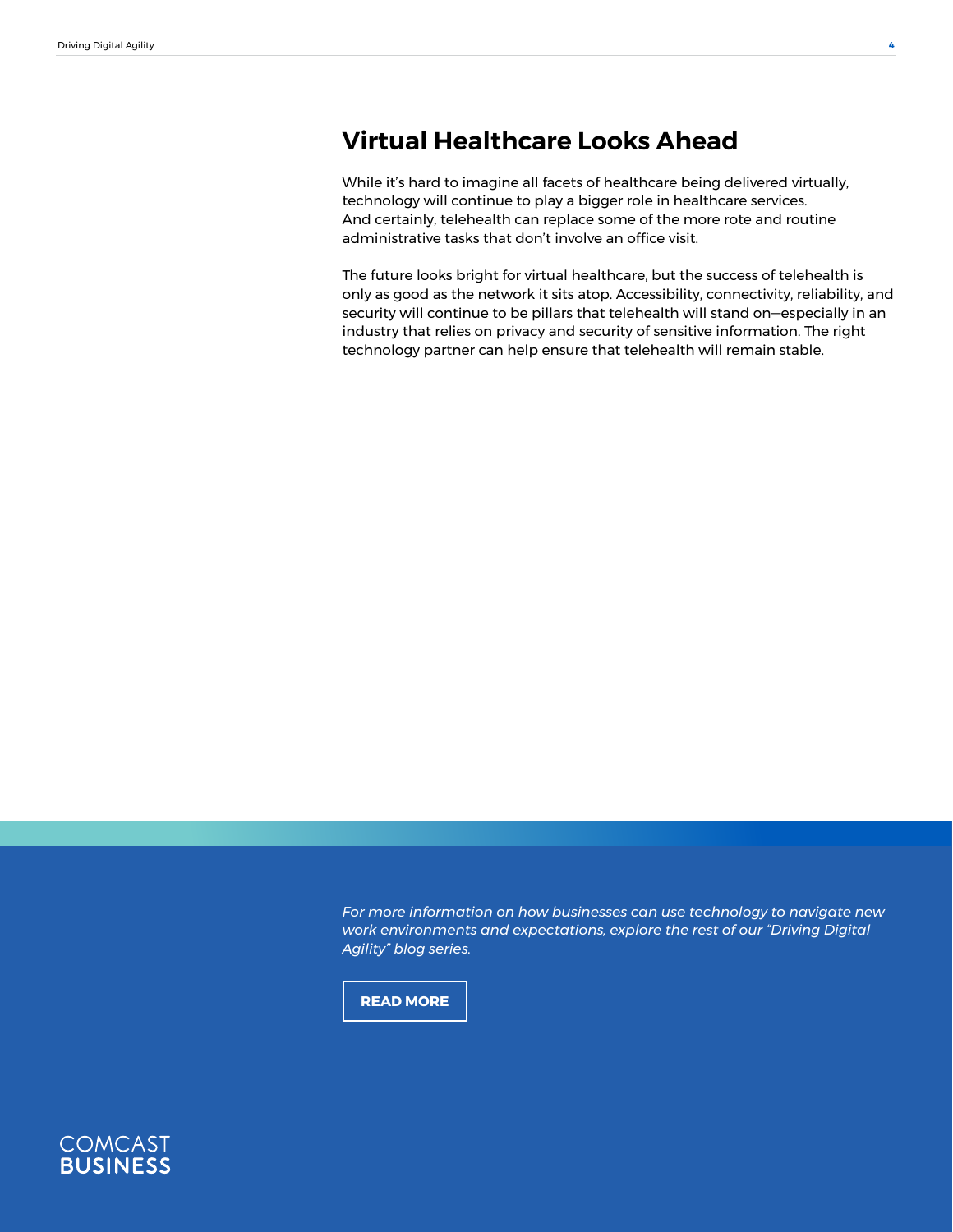## Virtual Healthcare Looks Ahead

While it's hard to imagine all facets of healthcare being delivered virtually, technology will continue to play a bigger role in healthcare services. And certainly, telehealth can replace some of the more rote and routine administrative tasks that don't involve an office visit.

The future looks bright for virtual healthcare, but the success of telehealth is only as good as the network it sits atop. Accessibility, connectivity, reliability, and security will continue to be pillars that telehealth will stand on—especially in an industry that relies on privacy and security of sensitive information. The right technology partner can help ensure that telehealth will remain stable.

*For more information on how businesses can use technology to navigate new work environments and expectations, explore the rest of our "Driving Digital Agility" blog series.*

**READ MORE**

COMCAST
**BUSINESS**